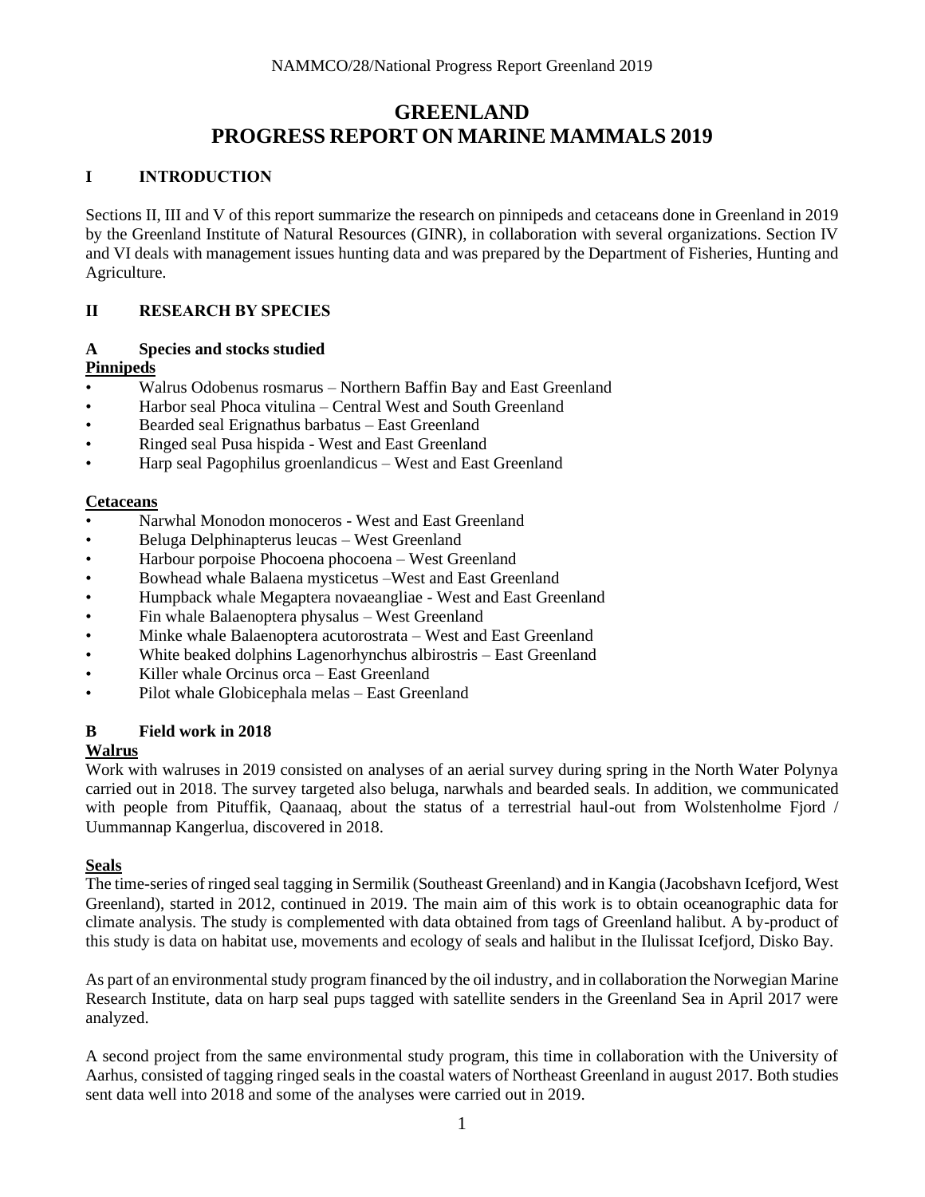# GREENLAND
# PROGRESS REPORT ON MARINE MAMMALS 2019

## I INTRODUCTION

Sections II, III and V of this report summarize the research on pinnipeds and cetaceans done in Greenland in 2019 by the Greenland Institute of Natural Resources (GINR), in collaboration with several organizations. Section IV and VI deals with management issues hunting data and was prepared by the Department of Fisheries, Hunting and Agriculture.

## II RESEARCH BY SPECIES

### A Species and stocks studied

**Pinnipeds**

- Walrus Odobenus rosmarus – Northern Baffin Bay and East Greenland
- Harbor seal Phoca vitulina – Central West and South Greenland
- Bearded seal Erignathus barbatus – East Greenland
- Ringed seal Pusa hispida - West and East Greenland
- Harp seal Pagophilus groenlandicus – West and East Greenland

**Cetaceans**

- Narwhal Monodon monoceros - West and East Greenland
- Beluga Delphinapterus leucas – West Greenland
- Harbour porpoise Phocoena phocoena – West Greenland
- Bowhead whale Balaena mysticetus –West and East Greenland
- Humpback whale Megaptera novaeangliae - West and East Greenland
- Fin whale Balaenoptera physalus – West Greenland
- Minke whale Balaenoptera acutorostrata – West and East Greenland
- White beaked dolphins Lagenorhynchus albirostris – East Greenland
- Killer whale Orcinus orca – East Greenland
- Pilot whale Globicephala melas – East Greenland

### B Field work in 2018

**Walrus**

Work with walruses in 2019 consisted on analyses of an aerial survey during spring in the North Water Polynya carried out in 2018. The survey targeted also beluga, narwhals and bearded seals. In addition, we communicated with people from Pituffik, Qaanaaq, about the status of a terrestrial haul-out from Wolstenholme Fjord / Uummannap Kangerlua, discovered in 2018.

**Seals**

The time-series of ringed seal tagging in Sermilik (Southeast Greenland) and in Kangia (Jacobshavn Icefjord, West Greenland), started in 2012, continued in 2019. The main aim of this work is to obtain oceanographic data for climate analysis. The study is complemented with data obtained from tags of Greenland halibut. A by-product of this study is data on habitat use, movements and ecology of seals and halibut in the Ilulissat Icefjord, Disko Bay.

As part of an environmental study program financed by the oil industry, and in collaboration the Norwegian Marine Research Institute, data on harp seal pups tagged with satellite senders in the Greenland Sea in April 2017 were analyzed.

A second project from the same environmental study program, this time in collaboration with the University of Aarhus, consisted of tagging ringed seals in the coastal waters of Northeast Greenland in august 2017. Both studies sent data well into 2018 and some of the analyses were carried out in 2019.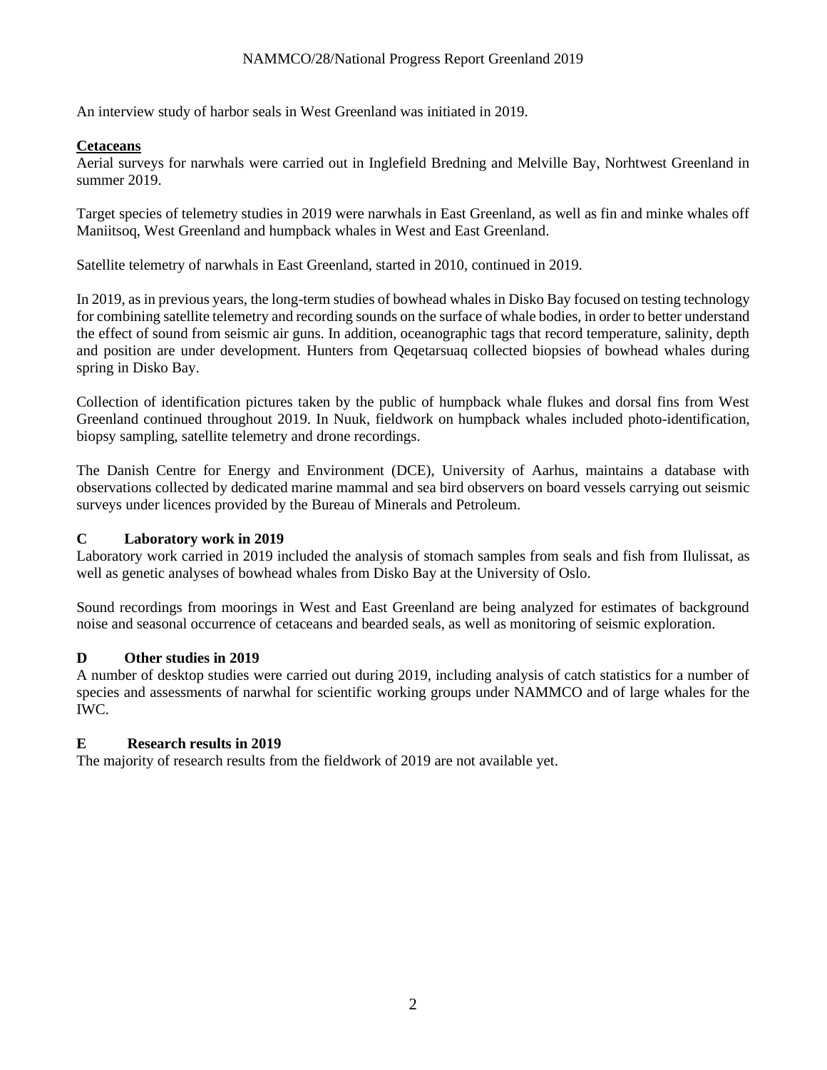An interview study of harbor seals in West Greenland was initiated in 2019.

**Cetaceans**

Aerial surveys for narwhals were carried out in Inglefield Bredning and Melville Bay, Norhtwest Greenland in summer 2019.

Target species of telemetry studies in 2019 were narwhals in East Greenland, as well as fin and minke whales off Maniitsoq, West Greenland and humpback whales in West and East Greenland.

Satellite telemetry of narwhals in East Greenland, started in 2010, continued in 2019.

In 2019, as in previous years, the long-term studies of bowhead whales in Disko Bay focused on testing technology for combining satellite telemetry and recording sounds on the surface of whale bodies, in order to better understand the effect of sound from seismic air guns. In addition, oceanographic tags that record temperature, salinity, depth and position are under development. Hunters from Qeqetarsuaq collected biopsies of bowhead whales during spring in Disko Bay.

Collection of identification pictures taken by the public of humpback whale flukes and dorsal fins from West Greenland continued throughout 2019. In Nuuk, fieldwork on humpback whales included photo-identification, biopsy sampling, satellite telemetry and drone recordings.

The Danish Centre for Energy and Environment (DCE), University of Aarhus, maintains a database with observations collected by dedicated marine mammal and sea bird observers on board vessels carrying out seismic surveys under licences provided by the Bureau of Minerals and Petroleum.

## C Laboratory work in 2019

Laboratory work carried in 2019 included the analysis of stomach samples from seals and fish from Ilulissat, as well as genetic analyses of bowhead whales from Disko Bay at the University of Oslo.

Sound recordings from moorings in West and East Greenland are being analyzed for estimates of background noise and seasonal occurrence of cetaceans and bearded seals, as well as monitoring of seismic exploration.

## D Other studies in 2019

A number of desktop studies were carried out during 2019, including analysis of catch statistics for a number of species and assessments of narwhal for scientific working groups under NAMMCO and of large whales for the IWC.

## E Research results in 2019

The majority of research results from the fieldwork of 2019 are not available yet.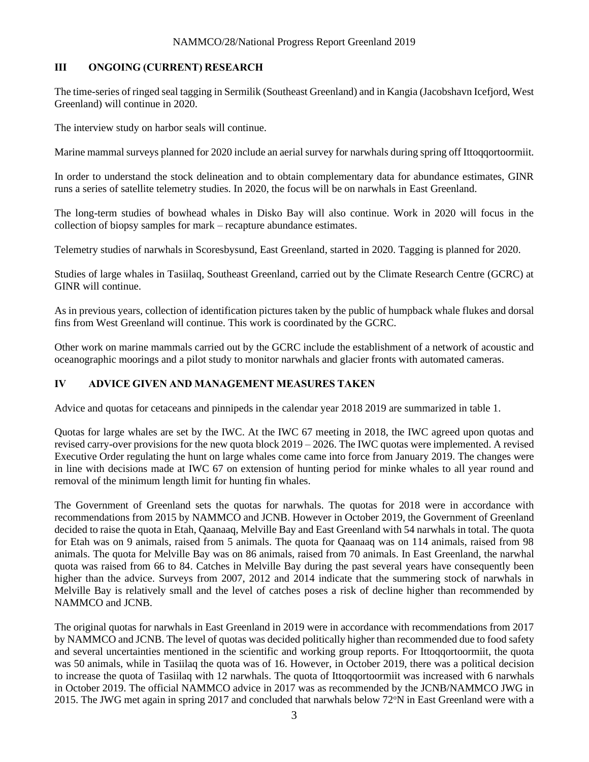## III ONGOING (CURRENT) RESEARCH

The time-series of ringed seal tagging in Sermilik (Southeast Greenland) and in Kangia (Jacobshavn Icefjord, West Greenland) will continue in 2020.

The interview study on harbor seals will continue.

Marine mammal surveys planned for 2020 include an aerial survey for narwhals during spring off Ittoqqortoormiit.

In order to understand the stock delineation and to obtain complementary data for abundance estimates, GINR runs a series of satellite telemetry studies. In 2020, the focus will be on narwhals in East Greenland.

The long-term studies of bowhead whales in Disko Bay will also continue. Work in 2020 will focus in the collection of biopsy samples for mark – recapture abundance estimates.

Telemetry studies of narwhals in Scoresbysund, East Greenland, started in 2020. Tagging is planned for 2020.

Studies of large whales in Tasiilaq, Southeast Greenland, carried out by the Climate Research Centre (GCRC) at GINR will continue.

As in previous years, collection of identification pictures taken by the public of humpback whale flukes and dorsal fins from West Greenland will continue. This work is coordinated by the GCRC.

Other work on marine mammals carried out by the GCRC include the establishment of a network of acoustic and oceanographic moorings and a pilot study to monitor narwhals and glacier fronts with automated cameras.

## IV ADVICE GIVEN AND MANAGEMENT MEASURES TAKEN

Advice and quotas for cetaceans and pinnipeds in the calendar year 2018 2019 are summarized in table 1.

Quotas for large whales are set by the IWC. At the IWC 67 meeting in 2018, the IWC agreed upon quotas and revised carry-over provisions for the new quota block 2019 – 2026. The IWC quotas were implemented. A revised Executive Order regulating the hunt on large whales come came into force from January 2019. The changes were in line with decisions made at IWC 67 on extension of hunting period for minke whales to all year round and removal of the minimum length limit for hunting fin whales.

The Government of Greenland sets the quotas for narwhals. The quotas for 2018 were in accordance with recommendations from 2015 by NAMMCO and JCNB. However in October 2019, the Government of Greenland decided to raise the quota in Etah, Qaanaaq, Melville Bay and East Greenland with 54 narwhals in total. The quota for Etah was on 9 animals, raised from 5 animals. The quota for Qaanaaq was on 114 animals, raised from 98 animals. The quota for Melville Bay was on 86 animals, raised from 70 animals. In East Greenland, the narwhal quota was raised from 66 to 84. Catches in Melville Bay during the past several years have consequently been higher than the advice. Surveys from 2007, 2012 and 2014 indicate that the summering stock of narwhals in Melville Bay is relatively small and the level of catches poses a risk of decline higher than recommended by NAMMCO and JCNB.

The original quotas for narwhals in East Greenland in 2019 were in accordance with recommendations from 2017 by NAMMCO and JCNB. The level of quotas was decided politically higher than recommended due to food safety and several uncertainties mentioned in the scientific and working group reports. For Ittoqqortoormiit, the quota was 50 animals, while in Tasiilaq the quota was of 16. However, in October 2019, there was a political decision to increase the quota of Tasiilaq with 12 narwhals. The quota of Ittoqqortoormiit was increased with 6 narwhals in October 2019. The official NAMMCO advice in 2017 was as recommended by the JCNB/NAMMCO JWG in 2015. The JWG met again in spring 2017 and concluded that narwhals below 72°N in East Greenland were with a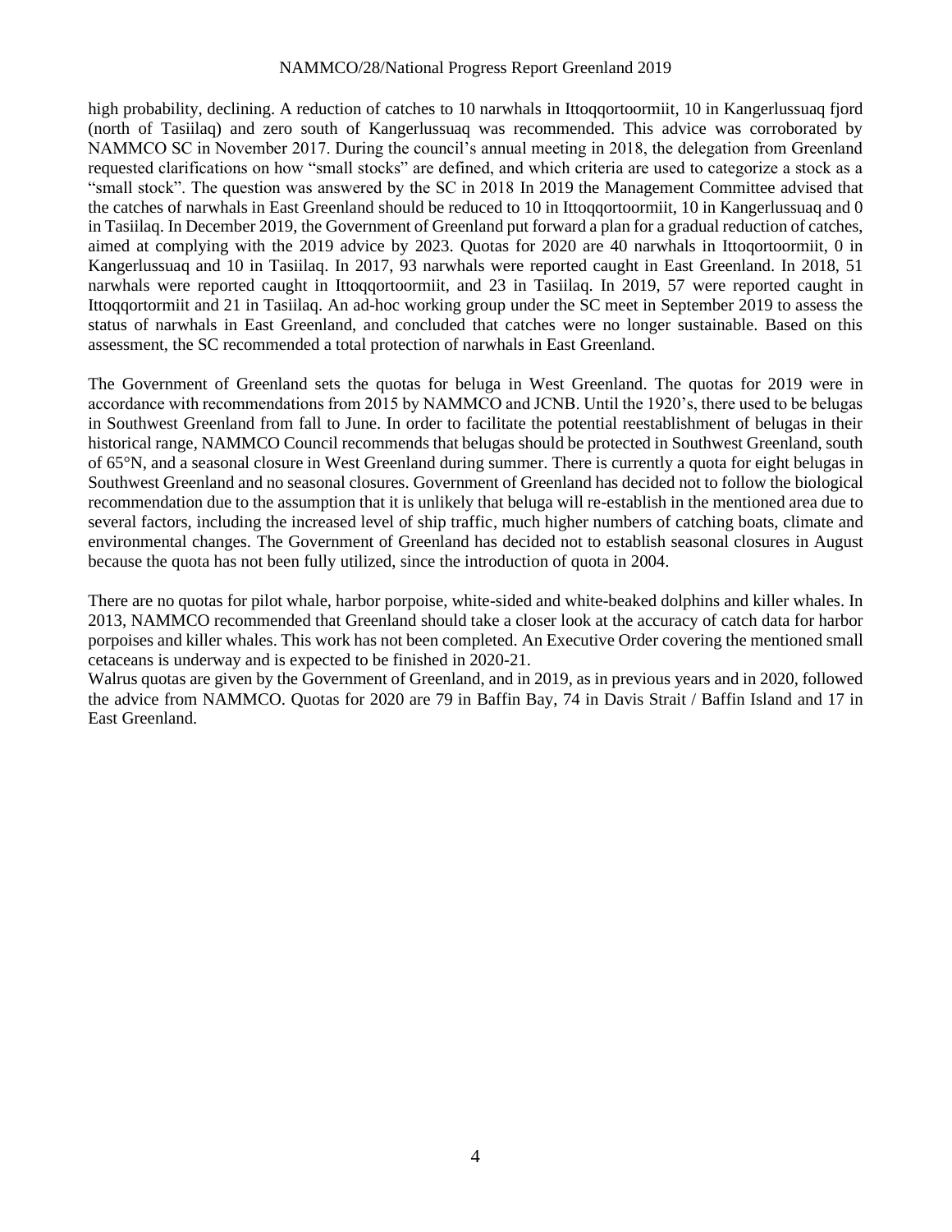high probability, declining. A reduction of catches to 10 narwhals in Ittoqqortoormiit, 10 in Kangerlussuaq fjord (north of Tasiilaq) and zero south of Kangerlussuaq was recommended. This advice was corroborated by NAMMCO SC in November 2017. During the council's annual meeting in 2018, the delegation from Greenland requested clarifications on how "small stocks" are defined, and which criteria are used to categorize a stock as a "small stock". The question was answered by the SC in 2018 In 2019 the Management Committee advised that the catches of narwhals in East Greenland should be reduced to 10 in Ittoqqortoormiit, 10 in Kangerlussuaq and 0 in Tasiilaq. In December 2019, the Government of Greenland put forward a plan for a gradual reduction of catches, aimed at complying with the 2019 advice by 2023. Quotas for 2020 are 40 narwhals in Ittoqortoormiit, 0 in Kangerlussuaq and 10 in Tasiilaq. In 2017, 93 narwhals were reported caught in East Greenland. In 2018, 51 narwhals were reported caught in Ittoqqortoormiit, and 23 in Tasiilaq. In 2019, 57 were reported caught in Ittoqqortormiit and 21 in Tasiilaq. An ad-hoc working group under the SC meet in September 2019 to assess the status of narwhals in East Greenland, and concluded that catches were no longer sustainable. Based on this assessment, the SC recommended a total protection of narwhals in East Greenland.

The Government of Greenland sets the quotas for beluga in West Greenland. The quotas for 2019 were in accordance with recommendations from 2015 by NAMMCO and JCNB. Until the 1920's, there used to be belugas in Southwest Greenland from fall to June. In order to facilitate the potential reestablishment of belugas in their historical range, NAMMCO Council recommends that belugas should be protected in Southwest Greenland, south of 65°N, and a seasonal closure in West Greenland during summer. There is currently a quota for eight belugas in Southwest Greenland and no seasonal closures. Government of Greenland has decided not to follow the biological recommendation due to the assumption that it is unlikely that beluga will re-establish in the mentioned area due to several factors, including the increased level of ship traffic, much higher numbers of catching boats, climate and environmental changes. The Government of Greenland has decided not to establish seasonal closures in August because the quota has not been fully utilized, since the introduction of quota in 2004.

There are no quotas for pilot whale, harbor porpoise, white-sided and white-beaked dolphins and killer whales. In 2013, NAMMCO recommended that Greenland should take a closer look at the accuracy of catch data for harbor porpoises and killer whales. This work has not been completed. An Executive Order covering the mentioned small cetaceans is underway and is expected to be finished in 2020-21.

Walrus quotas are given by the Government of Greenland, and in 2019, as in previous years and in 2020, followed the advice from NAMMCO. Quotas for 2020 are 79 in Baffin Bay, 74 in Davis Strait / Baffin Island and 17 in East Greenland.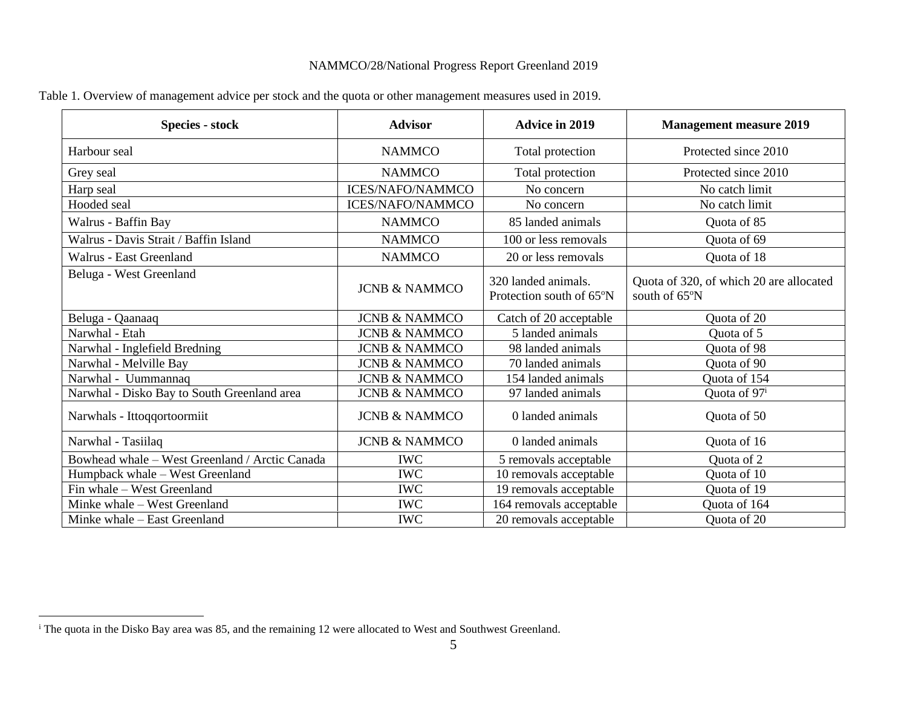Table 1. Overview of management advice per stock and the quota or other management measures used in 2019.

| Species - stock | Advisor | Advice in 2019 | Management measure 2019 |
| --- | --- | --- | --- |
| Harbour seal | NAMMCO | Total protection | Protected since 2010 |
| Grey seal | NAMMCO | Total protection | Protected since 2010 |
| Harp seal | ICES/NAFO/NAMMCO | No concern | No catch limit |
| Hooded seal | ICES/NAFO/NAMMCO | No concern | No catch limit |
| Walrus - Baffin Bay | NAMMCO | 85 landed animals | Quota of 85 |
| Walrus - Davis Strait / Baffin Island | NAMMCO | 100 or less removals | Quota of 69 |
| Walrus - East Greenland | NAMMCO | 20 or less removals | Quota of 18 |
| Beluga - West Greenland | JCNB & NAMMCO | 320 landed animals. Protection south of 65ºN | Quota of 320, of which 20 are allocated south of 65ºN |
| Beluga - Qaanaaq | JCNB & NAMMCO | Catch of 20 acceptable | Quota of 20 |
| Narwhal - Etah | JCNB & NAMMCO | 5 landed animals | Quota of 5 |
| Narwhal - Inglefield Bredning | JCNB & NAMMCO | 98 landed animals | Quota of 98 |
| Narwhal - Melville Bay | JCNB & NAMMCO | 70 landed animals | Quota of 90 |
| Narwhal - Uummannaq | JCNB & NAMMCO | 154 landed animals | Quota of 154 |
| Narwhal - Disko Bay to South Greenland area | JCNB & NAMMCO | 97 landed animals | Quota of 97[i] |
| Narwhals - Ittoqqortoormiit | JCNB & NAMMCO | 0 landed animals | Quota of 50 |
| Narwhal - Tasiilaq | JCNB & NAMMCO | 0 landed animals | Quota of 16 |
| Bowhead whale – West Greenland / Arctic Canada | IWC | 5 removals acceptable | Quota of 2 |
| Humpback whale – West Greenland | IWC | 10 removals acceptable | Quota of 10 |
| Fin whale – West Greenland | IWC | 19 removals acceptable | Quota of 19 |
| Minke whale – West Greenland | IWC | 164 removals acceptable | Quota of 164 |
| Minke whale – East Greenland | IWC | 20 removals acceptable | Quota of 20 |

[i] The quota in the Disko Bay area was 85, and the remaining 12 were allocated to West and Southwest Greenland.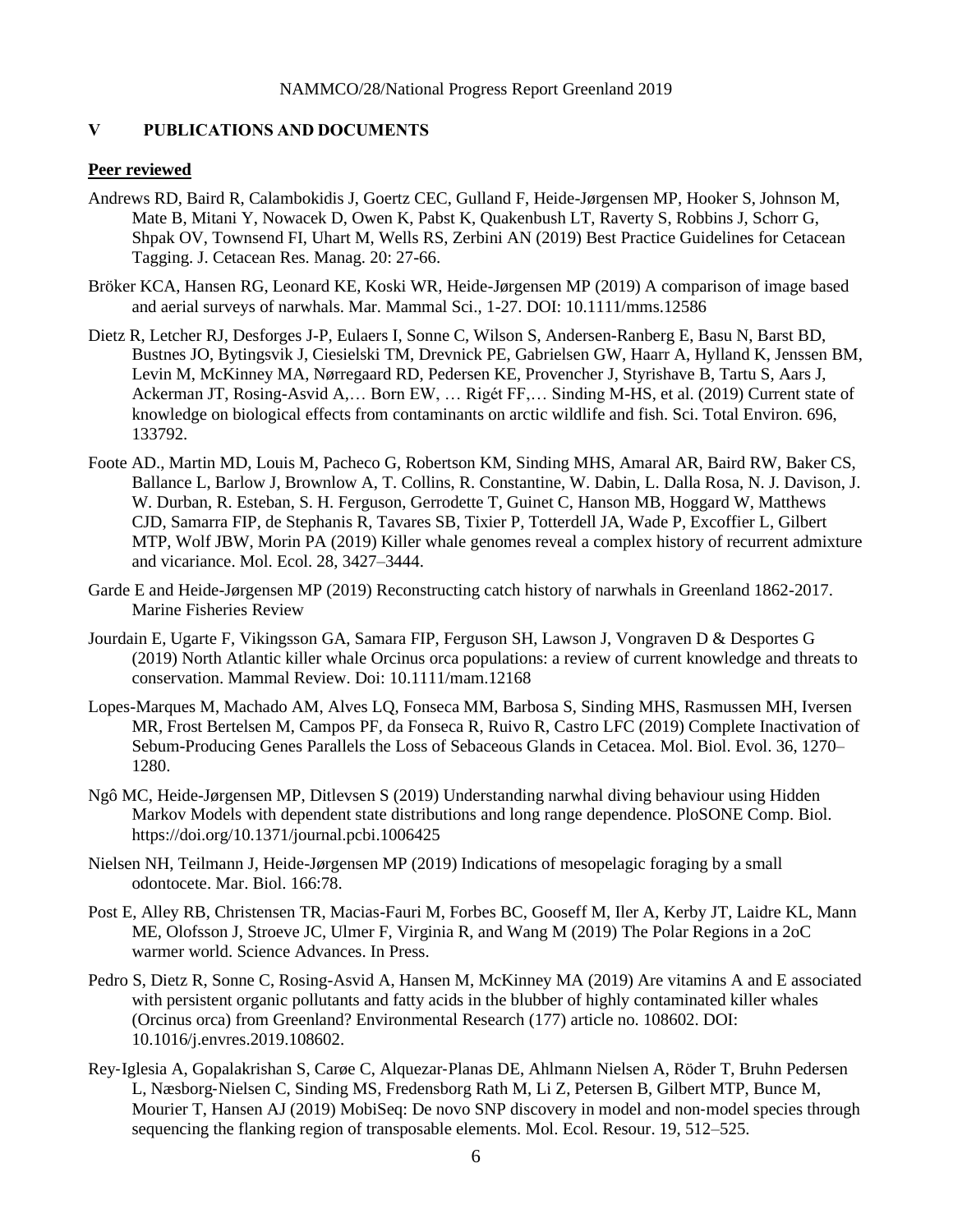## V PUBLICATIONS AND DOCUMENTS

### Peer reviewed

Andrews RD, Baird R, Calambokidis J, Goertz CEC, Gulland F, Heide-Jørgensen MP, Hooker S, Johnson M, Mate B, Mitani Y, Nowacek D, Owen K, Pabst K, Quakenbush LT, Raverty S, Robbins J, Schorr G, Shpak OV, Townsend FI, Uhart M, Wells RS, Zerbini AN (2019) Best Practice Guidelines for Cetacean Tagging. J. Cetacean Res. Manag. 20: 27-66.

Bröker KCA, Hansen RG, Leonard KE, Koski WR, Heide-Jørgensen MP (2019) A comparison of image based and aerial surveys of narwhals. Mar. Mammal Sci., 1-27. DOI: 10.1111/mms.12586

Dietz R, Letcher RJ, Desforges J-P, Eulaers I, Sonne C, Wilson S, Andersen-Ranberg E, Basu N, Barst BD, Bustnes JO, Bytingsvik J, Ciesielski TM, Drevnick PE, Gabrielsen GW, Haarr A, Hylland K, Jenssen BM, Levin M, McKinney MA, Nørregaard RD, Pedersen KE, Provencher J, Styrishave B, Tartu S, Aars J, Ackerman JT, Rosing-Asvid A,… Born EW, … Rigét FF,… Sinding M-HS, et al. (2019) Current state of knowledge on biological effects from contaminants on arctic wildlife and fish. Sci. Total Environ. 696, 133792.

Foote AD., Martin MD, Louis M, Pacheco G, Robertson KM, Sinding MHS, Amaral AR, Baird RW, Baker CS, Ballance L, Barlow J, Brownlow A, T. Collins, R. Constantine, W. Dabin, L. Dalla Rosa, N. J. Davison, J. W. Durban, R. Esteban, S. H. Ferguson, Gerrodette T, Guinet C, Hanson MB, Hoggard W, Matthews CJD, Samarra FIP, de Stephanis R, Tavares SB, Tixier P, Totterdell JA, Wade P, Excoffier L, Gilbert MTP, Wolf JBW, Morin PA (2019) Killer whale genomes reveal a complex history of recurrent admixture and vicariance. Mol. Ecol. 28, 3427–3444.

Garde E and Heide-Jørgensen MP (2019) Reconstructing catch history of narwhals in Greenland 1862-2017. Marine Fisheries Review

Jourdain E, Ugarte F, Vikingsson GA, Samara FIP, Ferguson SH, Lawson J, Vongraven D & Desportes G (2019) North Atlantic killer whale Orcinus orca populations: a review of current knowledge and threats to conservation. Mammal Review. Doi: 10.1111/mam.12168

Lopes-Marques M, Machado AM, Alves LQ, Fonseca MM, Barbosa S, Sinding MHS, Rasmussen MH, Iversen MR, Frost Bertelsen M, Campos PF, da Fonseca R, Ruivo R, Castro LFC (2019) Complete Inactivation of Sebum-Producing Genes Parallels the Loss of Sebaceous Glands in Cetacea. Mol. Biol. Evol. 36, 1270–1280.

Ngô MC, Heide-Jørgensen MP, Ditlevsen S (2019) Understanding narwhal diving behaviour using Hidden Markov Models with dependent state distributions and long range dependence. PloSONE Comp. Biol. https://doi.org/10.1371/journal.pcbi.1006425

Nielsen NH, Teilmann J, Heide-Jørgensen MP (2019) Indications of mesopelagic foraging by a small odontocete. Mar. Biol. 166:78.

Post E, Alley RB, Christensen TR, Macias-Fauri M, Forbes BC, Gooseff M, Iler A, Kerby JT, Laidre KL, Mann ME, Olofsson J, Stroeve JC, Ulmer F, Virginia R, and Wang M (2019) The Polar Regions in a 2oC warmer world. Science Advances. In Press.

Pedro S, Dietz R, Sonne C, Rosing-Asvid A, Hansen M, McKinney MA (2019) Are vitamins A and E associated with persistent organic pollutants and fatty acids in the blubber of highly contaminated killer whales (Orcinus orca) from Greenland? Environmental Research (177) article no. 108602. DOI: 10.1016/j.envres.2019.108602.

Rey‐Iglesia A, Gopalakrishan S, Carøe C, Alquezar‐Planas DE, Ahlmann Nielsen A, Röder T, Bruhn Pedersen L, Næsborg‐Nielsen C, Sinding MS, Fredensborg Rath M, Li Z, Petersen B, Gilbert MTP, Bunce M, Mourier T, Hansen AJ (2019) MobiSeq: De novo SNP discovery in model and non‐model species through sequencing the flanking region of transposable elements. Mol. Ecol. Resour. 19, 512–525.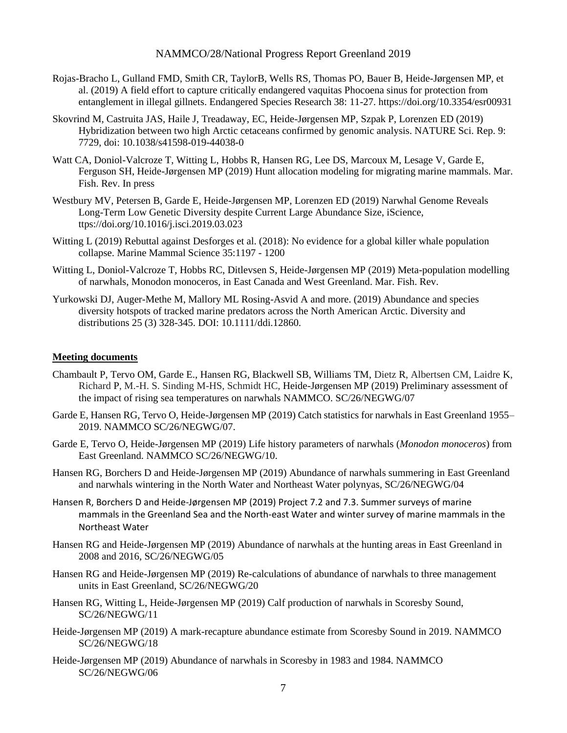Rojas-Bracho L, Gulland FMD, Smith CR, TaylorB, Wells RS, Thomas PO, Bauer B, Heide-Jørgensen MP, et al. (2019) A field effort to capture critically endangered vaquitas Phocoena sinus for protection from entanglement in illegal gillnets. Endangered Species Research 38: 11-27. https://doi.org/10.3354/esr00931

Skovrind M, Castruita JAS, Haile J, Treadaway, EC, Heide-Jørgensen MP, Szpak P, Lorenzen ED (2019) Hybridization between two high Arctic cetaceans confirmed by genomic analysis. NATURE Sci. Rep. 9: 7729, doi: 10.1038/s41598-019-44038-0

Watt CA, Doniol-Valcroze T, Witting L, Hobbs R, Hansen RG, Lee DS, Marcoux M, Lesage V, Garde E, Ferguson SH, Heide-Jørgensen MP (2019) Hunt allocation modeling for migrating marine mammals. Mar. Fish. Rev. In press

Westbury MV, Petersen B, Garde E, Heide-Jørgensen MP, Lorenzen ED (2019) Narwhal Genome Reveals Long-Term Low Genetic Diversity despite Current Large Abundance Size, iScience, ttps://doi.org/10.1016/j.isci.2019.03.023

Witting L (2019) Rebuttal against Desforges et al. (2018): No evidence for a global killer whale population collapse. Marine Mammal Science 35:1197 - 1200

Witting L, Doniol-Valcroze T, Hobbs RC, Ditlevsen S, Heide-Jørgensen MP (2019) Meta-population modelling of narwhals, Monodon monoceros, in East Canada and West Greenland. Mar. Fish. Rev.

Yurkowski DJ, Auger-Methe M, Mallory ML Rosing-Asvid A and more. (2019) Abundance and species diversity hotspots of tracked marine predators across the North American Arctic. Diversity and distributions 25 (3) 328-345. DOI: 10.1111/ddi.12860.

**Meeting documents**

Chambault P, Tervo OM, Garde E., Hansen RG, Blackwell SB, Williams TM, Dietz R, Albertsen CM, Laidre K, Richard P, M.-H. S. Sinding M-HS, Schmidt HC, Heide-Jørgensen MP (2019) Preliminary assessment of the impact of rising sea temperatures on narwhals NAMMCO. SC/26/NEGWG/07

Garde E, Hansen RG, Tervo O, Heide-Jørgensen MP (2019) Catch statistics for narwhals in East Greenland 1955–2019. NAMMCO SC/26/NEGWG/07.

Garde E, Tervo O, Heide-Jørgensen MP (2019) Life history parameters of narwhals (*Monodon monoceros*) from East Greenland. NAMMCO SC/26/NEGWG/10.

Hansen RG, Borchers D and Heide-Jørgensen MP (2019) Abundance of narwhals summering in East Greenland and narwhals wintering in the North Water and Northeast Water polynyas, SC/26/NEGWG/04

Hansen R, Borchers D and Heide-Jørgensen MP (2019) Project 7.2 and 7.3. Summer surveys of marine mammals in the Greenland Sea and the North-east Water and winter survey of marine mammals in the Northeast Water

Hansen RG and Heide-Jørgensen MP (2019) Abundance of narwhals at the hunting areas in East Greenland in 2008 and 2016, SC/26/NEGWG/05

Hansen RG and Heide-Jørgensen MP (2019) Re-calculations of abundance of narwhals to three management units in East Greenland, SC/26/NEGWG/20

Hansen RG, Witting L, Heide-Jørgensen MP (2019) Calf production of narwhals in Scoresby Sound, SC/26/NEGWG/11

Heide-Jørgensen MP (2019) A mark-recapture abundance estimate from Scoresby Sound in 2019. NAMMCO SC/26/NEGWG/18

Heide-Jørgensen MP (2019) Abundance of narwhals in Scoresby in 1983 and 1984. NAMMCO SC/26/NEGWG/06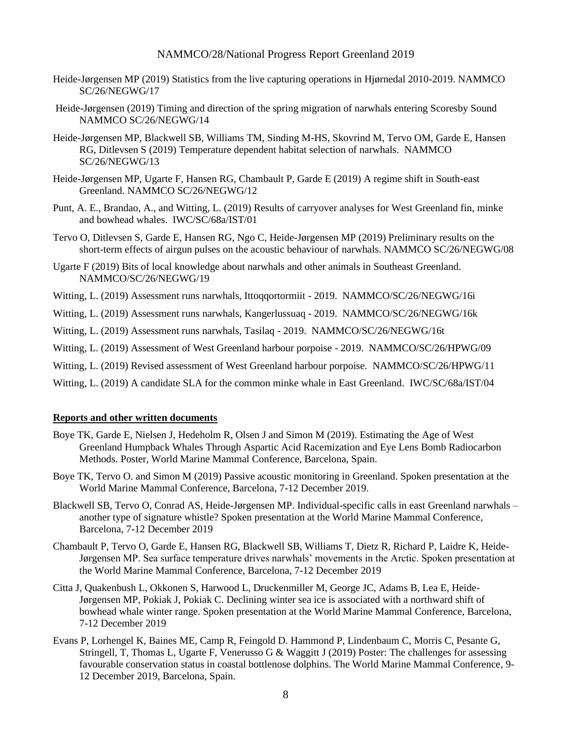Heide-Jørgensen MP (2019) Statistics from the live capturing operations in Hjørnedal 2010-2019. NAMMCO SC/26/NEGWG/17

Heide-Jørgensen (2019) Timing and direction of the spring migration of narwhals entering Scoresby Sound NAMMCO SC/26/NEGWG/14

Heide-Jørgensen MP, Blackwell SB, Williams TM, Sinding M-HS, Skovrind M, Tervo OM, Garde E, Hansen RG, Ditlevsen S (2019) Temperature dependent habitat selection of narwhals. NAMMCO SC/26/NEGWG/13

Heide-Jørgensen MP, Ugarte F, Hansen RG, Chambault P, Garde E (2019) A regime shift in South-east Greenland. NAMMCO SC/26/NEGWG/12

Punt, A. E., Brandao, A., and Witting, L. (2019) Results of carryover analyses for West Greenland fin, minke and bowhead whales. IWC/SC/68a/IST/01

Tervo O, Ditlevsen S, Garde E, Hansen RG, Ngo C, Heide-Jørgensen MP (2019) Preliminary results on the short-term effects of airgun pulses on the acoustic behaviour of narwhals. NAMMCO SC/26/NEGWG/08

Ugarte F (2019) Bits of local knowledge about narwhals and other animals in Southeast Greenland. NAMMCO/SC/26/NEGWG/19

Witting, L. (2019) Assessment runs narwhals, Ittoqqortormiit - 2019. NAMMCO/SC/26/NEGWG/16i

Witting, L. (2019) Assessment runs narwhals, Kangerlussuaq - 2019. NAMMCO/SC/26/NEGWG/16k

Witting, L. (2019) Assessment runs narwhals, Tasilaq - 2019. NAMMCO/SC/26/NEGWG/16t

Witting, L. (2019) Assessment of West Greenland harbour porpoise - 2019. NAMMCO/SC/26/HPWG/09

Witting, L. (2019) Revised assessment of West Greenland harbour porpoise. NAMMCO/SC/26/HPWG/11

Witting, L. (2019) A candidate SLA for the common minke whale in East Greenland. IWC/SC/68a/IST/04

**Reports and other written documents**

Boye TK, Garde E, Nielsen J, Hedeholm R, Olsen J and Simon M (2019). Estimating the Age of West Greenland Humpback Whales Through Aspartic Acid Racemization and Eye Lens Bomb Radiocarbon Methods. Poster, World Marine Mammal Conference, Barcelona, Spain.

Boye TK, Tervo O. and Simon M (2019) Passive acoustic monitoring in Greenland. Spoken presentation at the World Marine Mammal Conference, Barcelona, 7-12 December 2019.

Blackwell SB, Tervo O, Conrad AS, Heide-Jørgensen MP. Individual-specific calls in east Greenland narwhals – another type of signature whistle? Spoken presentation at the World Marine Mammal Conference, Barcelona, 7-12 December 2019

Chambault P, Tervo O, Garde E, Hansen RG, Blackwell SB, Williams T, Dietz R, Richard P, Laidre K, Heide-Jørgensen MP. Sea surface temperature drives narwhals' movements in the Arctic. Spoken presentation at the World Marine Mammal Conference, Barcelona, 7-12 December 2019

Citta J, Quakenbush L, Okkonen S, Harwood L, Druckenmiller M, George JC, Adams B, Lea E, Heide-Jørgensen MP, Pokiak J, Pokiak C. Declining winter sea ice is associated with a northward shift of bowhead whale winter range. Spoken presentation at the World Marine Mammal Conference, Barcelona, 7-12 December 2019

Evans P, Lorhengel K, Baines ME, Camp R, Feingold D. Hammond P, Lindenbaum C, Morris C, Pesante G, Stringell, T, Thomas L, Ugarte F, Venerusso G & Waggitt J (2019) Poster: The challenges for assessing favourable conservation status in coastal bottlenose dolphins. The World Marine Mammal Conference, 9-12 December 2019, Barcelona, Spain.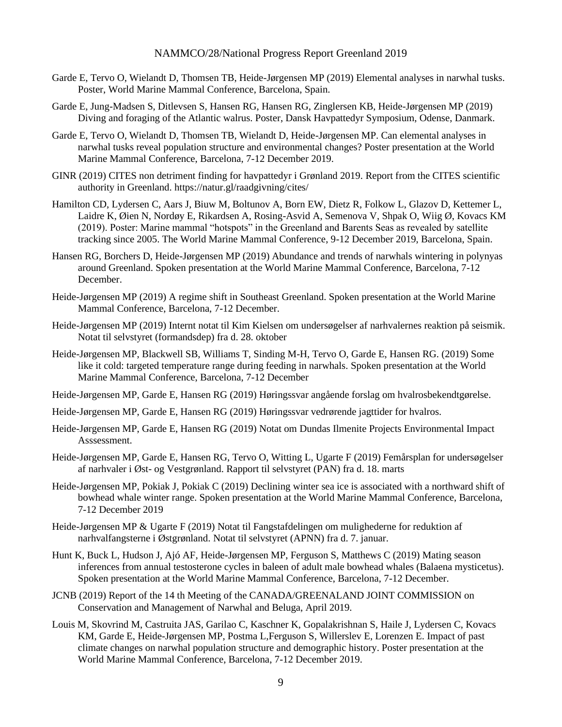Garde E, Tervo O, Wielandt D, Thomsen TB, Heide-Jørgensen MP (2019) Elemental analyses in narwhal tusks. Poster, World Marine Mammal Conference, Barcelona, Spain.

Garde E, Jung-Madsen S, Ditlevsen S, Hansen RG, Hansen RG, Zinglersen KB, Heide-Jørgensen MP (2019) Diving and foraging of the Atlantic walrus. Poster, Dansk Havpattedyr Symposium, Odense, Danmark.

Garde E, Tervo O, Wielandt D, Thomsen TB, Wielandt D, Heide-Jørgensen MP. Can elemental analyses in narwhal tusks reveal population structure and environmental changes? Poster presentation at the World Marine Mammal Conference, Barcelona, 7-12 December 2019.

GINR (2019) CITES non detriment finding for havpattedyr i Grønland 2019. Report from the CITES scientific authority in Greenland. https://natur.gl/raadgivning/cites/

Hamilton CD, Lydersen C, Aars J, Biuw M, Boltunov A, Born EW, Dietz R, Folkow L, Glazov D, Kettemer L, Laidre K, Øien N, Nordøy E, Rikardsen A, Rosing-Asvid A, Semenova V, Shpak O, Wiig Ø, Kovacs KM (2019). Poster: Marine mammal "hotspots" in the Greenland and Barents Seas as revealed by satellite tracking since 2005. The World Marine Mammal Conference, 9-12 December 2019, Barcelona, Spain.

Hansen RG, Borchers D, Heide-Jørgensen MP (2019) Abundance and trends of narwhals wintering in polynyas around Greenland. Spoken presentation at the World Marine Mammal Conference, Barcelona, 7-12 December.

Heide-Jørgensen MP (2019) A regime shift in Southeast Greenland. Spoken presentation at the World Marine Mammal Conference, Barcelona, 7-12 December.

Heide-Jørgensen MP (2019) Internt notat til Kim Kielsen om undersøgelser af narhvalernes reaktion på seismik. Notat til selvstyret (formandsdep) fra d. 28. oktober

Heide-Jørgensen MP, Blackwell SB, Williams T, Sinding M-H, Tervo O, Garde E, Hansen RG. (2019) Some like it cold: targeted temperature range during feeding in narwhals. Spoken presentation at the World Marine Mammal Conference, Barcelona, 7-12 December

Heide-Jørgensen MP, Garde E, Hansen RG (2019) Høringssvar angående forslag om hvalrosbekendtgørelse.

Heide-Jørgensen MP, Garde E, Hansen RG (2019) Høringssvar vedrørende jagttider for hvalros.

Heide-Jørgensen MP, Garde E, Hansen RG (2019) Notat om Dundas Ilmenite Projects Environmental Impact Asssessment.

Heide-Jørgensen MP, Garde E, Hansen RG, Tervo O, Witting L, Ugarte F (2019) Femårsplan for undersøgelser af narhvaler i Øst- og Vestgrønland. Rapport til selvstyret (PAN) fra d. 18. marts

Heide-Jørgensen MP, Pokiak J, Pokiak C (2019) Declining winter sea ice is associated with a northward shift of bowhead whale winter range. Spoken presentation at the World Marine Mammal Conference, Barcelona, 7-12 December 2019

Heide-Jørgensen MP & Ugarte F (2019) Notat til Fangstafdelingen om mulighederne for reduktion af narhvalfangsterne i Østgrønland. Notat til selvstyret (APNN) fra d. 7. januar.

Hunt K, Buck L, Hudson J, Ajó AF, Heide-Jørgensen MP, Ferguson S, Matthews C (2019) Mating season inferences from annual testosterone cycles in baleen of adult male bowhead whales (Balaena mysticetus). Spoken presentation at the World Marine Mammal Conference, Barcelona, 7-12 December.

JCNB (2019) Report of the 14 th Meeting of the CANADA/GREENALAND JOINT COMMISSION on Conservation and Management of Narwhal and Beluga, April 2019.

Louis M, Skovrind M, Castruita JAS, Garilao C, Kaschner K, Gopalakrishnan S, Haile J, Lydersen C, Kovacs KM, Garde E, Heide-Jørgensen MP, Postma L,Ferguson S, Willerslev E, Lorenzen E. Impact of past climate changes on narwhal population structure and demographic history. Poster presentation at the World Marine Mammal Conference, Barcelona, 7-12 December 2019.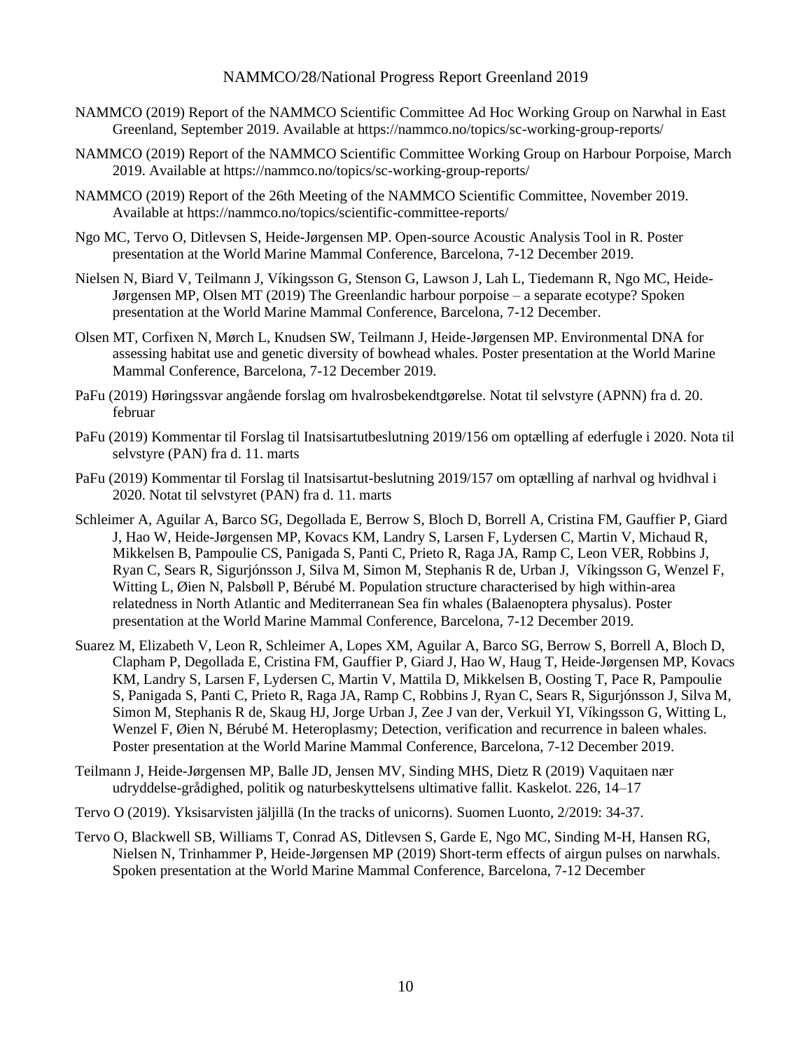NAMMCO (2019) Report of the NAMMCO Scientific Committee Ad Hoc Working Group on Narwhal in East Greenland, September 2019. Available at https://nammco.no/topics/sc-working-group-reports/

NAMMCO (2019) Report of the NAMMCO Scientific Committee Working Group on Harbour Porpoise, March 2019. Available at https://nammco.no/topics/sc-working-group-reports/

NAMMCO (2019) Report of the 26th Meeting of the NAMMCO Scientific Committee, November 2019. Available at https://nammco.no/topics/scientific-committee-reports/

Ngo MC, Tervo O, Ditlevsen S, Heide-Jørgensen MP. Open-source Acoustic Analysis Tool in R. Poster presentation at the World Marine Mammal Conference, Barcelona, 7-12 December 2019.

Nielsen N, Biard V, Teilmann J, Víkingsson G, Stenson G, Lawson J, Lah L, Tiedemann R, Ngo MC, Heide-Jørgensen MP, Olsen MT (2019) The Greenlandic harbour porpoise – a separate ecotype? Spoken presentation at the World Marine Mammal Conference, Barcelona, 7-12 December.

Olsen MT, Corfixen N, Mørch L, Knudsen SW, Teilmann J, Heide-Jørgensen MP. Environmental DNA for assessing habitat use and genetic diversity of bowhead whales. Poster presentation at the World Marine Mammal Conference, Barcelona, 7-12 December 2019.

PaFu (2019) Høringssvar angående forslag om hvalrosbekendtgørelse. Notat til selvstyre (APNN) fra d. 20. februar

PaFu (2019) Kommentar til Forslag til Inatsisartutbeslutning 2019/156 om optælling af ederfugle i 2020. Nota til selvstyre (PAN) fra d. 11. marts

PaFu (2019) Kommentar til Forslag til Inatsisartut-beslutning 2019/157 om optælling af narhval og hvidhval i 2020. Notat til selvstyret (PAN) fra d. 11. marts

Schleimer A, Aguilar A, Barco SG, Degollada E, Berrow S, Bloch D, Borrell A, Cristina FM, Gauffier P, Giard J, Hao W, Heide-Jørgensen MP, Kovacs KM, Landry S, Larsen F, Lydersen C, Martin V, Michaud R, Mikkelsen B, Pampoulie CS, Panigada S, Panti C, Prieto R, Raga JA, Ramp C, Leon VER, Robbins J, Ryan C, Sears R, Sigurjónsson J, Silva M, Simon M, Stephanis R de, Urban J, Víkingsson G, Wenzel F, Witting L, Øien N, Palsbøll P, Bérubé M. Population structure characterised by high within-area relatedness in North Atlantic and Mediterranean Sea fin whales (Balaenoptera physalus). Poster presentation at the World Marine Mammal Conference, Barcelona, 7-12 December 2019.

Suarez M, Elizabeth V, Leon R, Schleimer A, Lopes XM, Aguilar A, Barco SG, Berrow S, Borrell A, Bloch D, Clapham P, Degollada E, Cristina FM, Gauffier P, Giard J, Hao W, Haug T, Heide-Jørgensen MP, Kovacs KM, Landry S, Larsen F, Lydersen C, Martin V, Mattila D, Mikkelsen B, Oosting T, Pace R, Pampoulie S, Panigada S, Panti C, Prieto R, Raga JA, Ramp C, Robbins J, Ryan C, Sears R, Sigurjónsson J, Silva M, Simon M, Stephanis R de, Skaug HJ, Jorge Urban J, Zee J van der, Verkuil YI, Víkingsson G, Witting L, Wenzel F, Øien N, Bérubé M. Heteroplasmy; Detection, verification and recurrence in baleen whales. Poster presentation at the World Marine Mammal Conference, Barcelona, 7-12 December 2019.

Teilmann J, Heide-Jørgensen MP, Balle JD, Jensen MV, Sinding MHS, Dietz R (2019) Vaquitaen nær udryddelse-grådighed, politik og naturbeskyttelsens ultimative fallit. Kaskelot. 226, 14–17

Tervo O (2019). Yksisarvisten jäljillä (In the tracks of unicorns). Suomen Luonto, 2/2019: 34-37.

Tervo O, Blackwell SB, Williams T, Conrad AS, Ditlevsen S, Garde E, Ngo MC, Sinding M-H, Hansen RG, Nielsen N, Trinhammer P, Heide-Jørgensen MP (2019) Short-term effects of airgun pulses on narwhals. Spoken presentation at the World Marine Mammal Conference, Barcelona, 7-12 December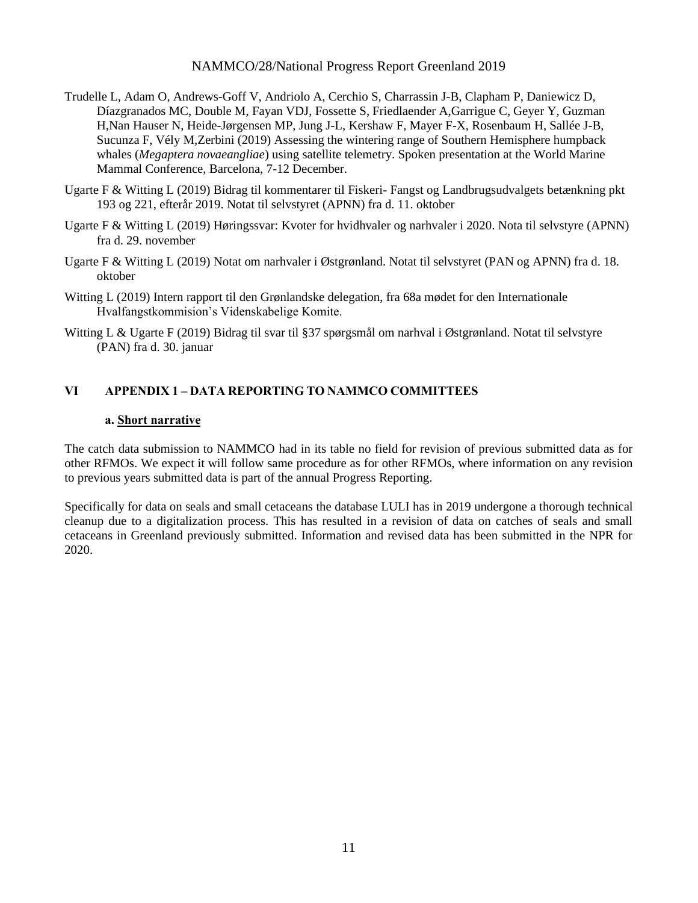Trudelle L, Adam O, Andrews-Goff V, Andriolo A, Cerchio S, Charrassin J-B, Clapham P, Daniewicz D, Díazgranados MC, Double M, Fayan VDJ, Fossette S, Friedlaender A,Garrigue C, Geyer Y, Guzman H,Nan Hauser N, Heide-Jørgensen MP, Jung J-L, Kershaw F, Mayer F-X, Rosenbaum H, Sallée J-B, Sucunza F, Vély M,Zerbini (2019) Assessing the wintering range of Southern Hemisphere humpback whales (*Megaptera novaeangliae*) using satellite telemetry. Spoken presentation at the World Marine Mammal Conference, Barcelona, 7-12 December.

Ugarte F & Witting L (2019) Bidrag til kommentarer til Fiskeri- Fangst og Landbrugsudvalgets betænkning pkt 193 og 221, efterår 2019. Notat til selvstyret (APNN) fra d. 11. oktober

Ugarte F & Witting L (2019) Høringssvar: Kvoter for hvidhvaler og narhvaler i 2020. Nota til selvstyre (APNN) fra d. 29. november

Ugarte F & Witting L (2019) Notat om narhvaler i Østgrønland. Notat til selvstyret (PAN og APNN) fra d. 18. oktober

Witting L (2019) Intern rapport til den Grønlandske delegation, fra 68a mødet for den Internationale Hvalfangstkommision's Videnskabelige Komite.

Witting L & Ugarte F (2019) Bidrag til svar til §37 spørgsmål om narhval i Østgrønland. Notat til selvstyre (PAN) fra d. 30. januar

## VI APPENDIX 1 – DATA REPORTING TO NAMMCO COMMITTEES

### a. Short narrative

The catch data submission to NAMMCO had in its table no field for revision of previous submitted data as for other RFMOs. We expect it will follow same procedure as for other RFMOs, where information on any revision to previous years submitted data is part of the annual Progress Reporting.

Specifically for data on seals and small cetaceans the database LULI has in 2019 undergone a thorough technical cleanup due to a digitalization process. This has resulted in a revision of data on catches of seals and small cetaceans in Greenland previously submitted. Information and revised data has been submitted in the NPR for 2020.